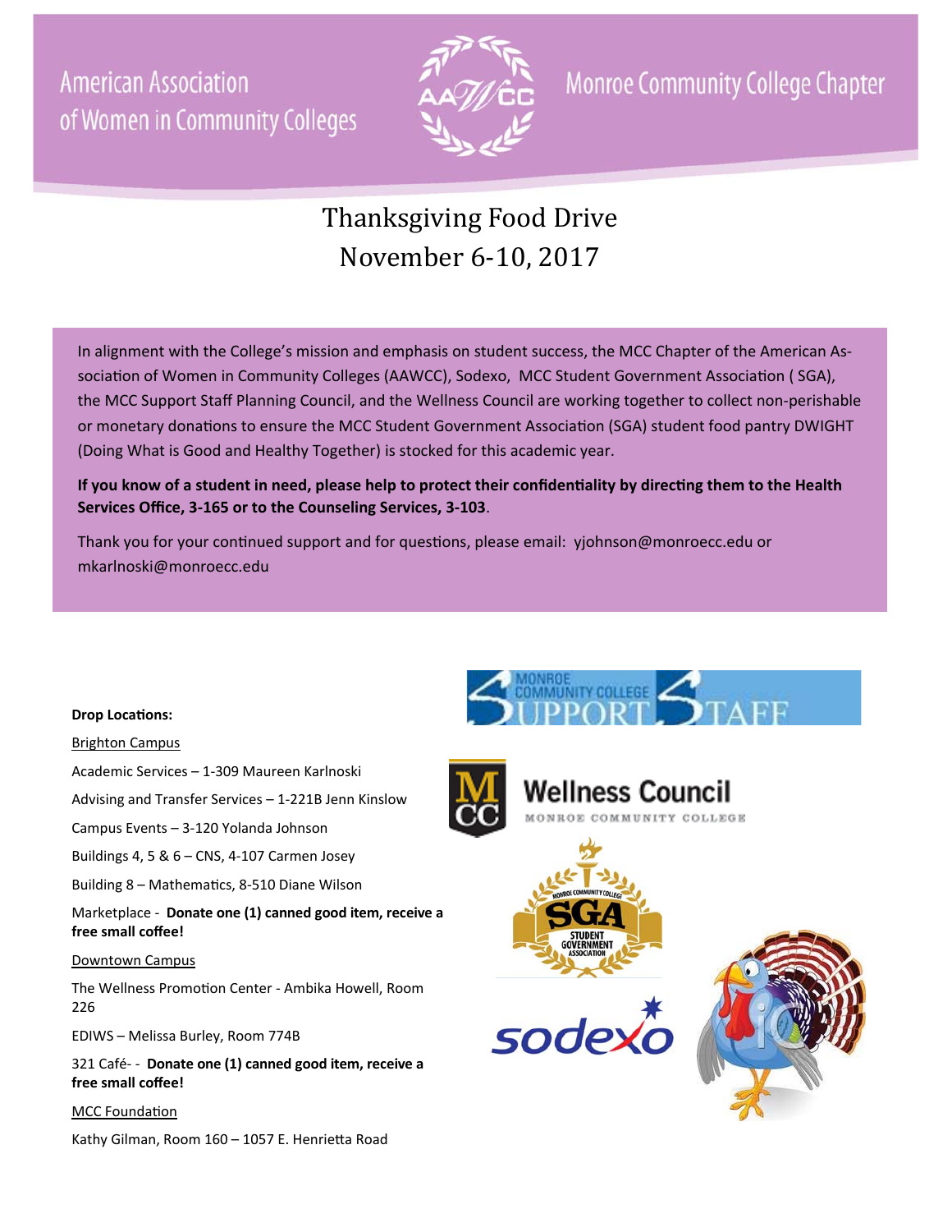American Association of Women in Community Colleges

Monroe Community College Chapter

# Thanksgiving Food Drive
## November 6-10, 2017

In alignment with the College's mission and emphasis on student success, the MCC Chapter of the American Association of Women in Community Colleges (AAWCC), Sodexo, MCC Student Government Association ( SGA), the MCC Support Staff Planning Council, and the Wellness Council are working together to collect non-perishable or monetary donations to ensure the MCC Student Government Association (SGA) student food pantry DWIGHT (Doing What is Good and Healthy Together) is stocked for this academic year.

**If you know of a student in need, please help to protect their confidentiality by directing them to the Health Services Office, 3-165 or to the Counseling Services, 3-103**.

Thank you for your continued support and for questions, please email: yjohnson@monroecc.edu or mkarlnoski@monroecc.edu

**Drop Locations:**

Brighton Campus

Academic Services – 1-309 Maureen Karlnoski

Advising and Transfer Services – 1-221B Jenn Kinslow

Campus Events – 3-120 Yolanda Johnson

Buildings 4, 5 & 6 – CNS, 4-107 Carmen Josey

Building 8 – Mathematics, 8-510 Diane Wilson

Marketplace - **Donate one (1) canned good item, receive a free small coffee!**

Downtown Campus

The Wellness Promotion Center - Ambika Howell, Room 226

EDIWS – Melissa Burley, Room 774B

321 Café- - **Donate one (1) canned good item, receive a free small coffee!**

MCC Foundation

Kathy Gilman, Room 160 – 1057 E. Henrietta Road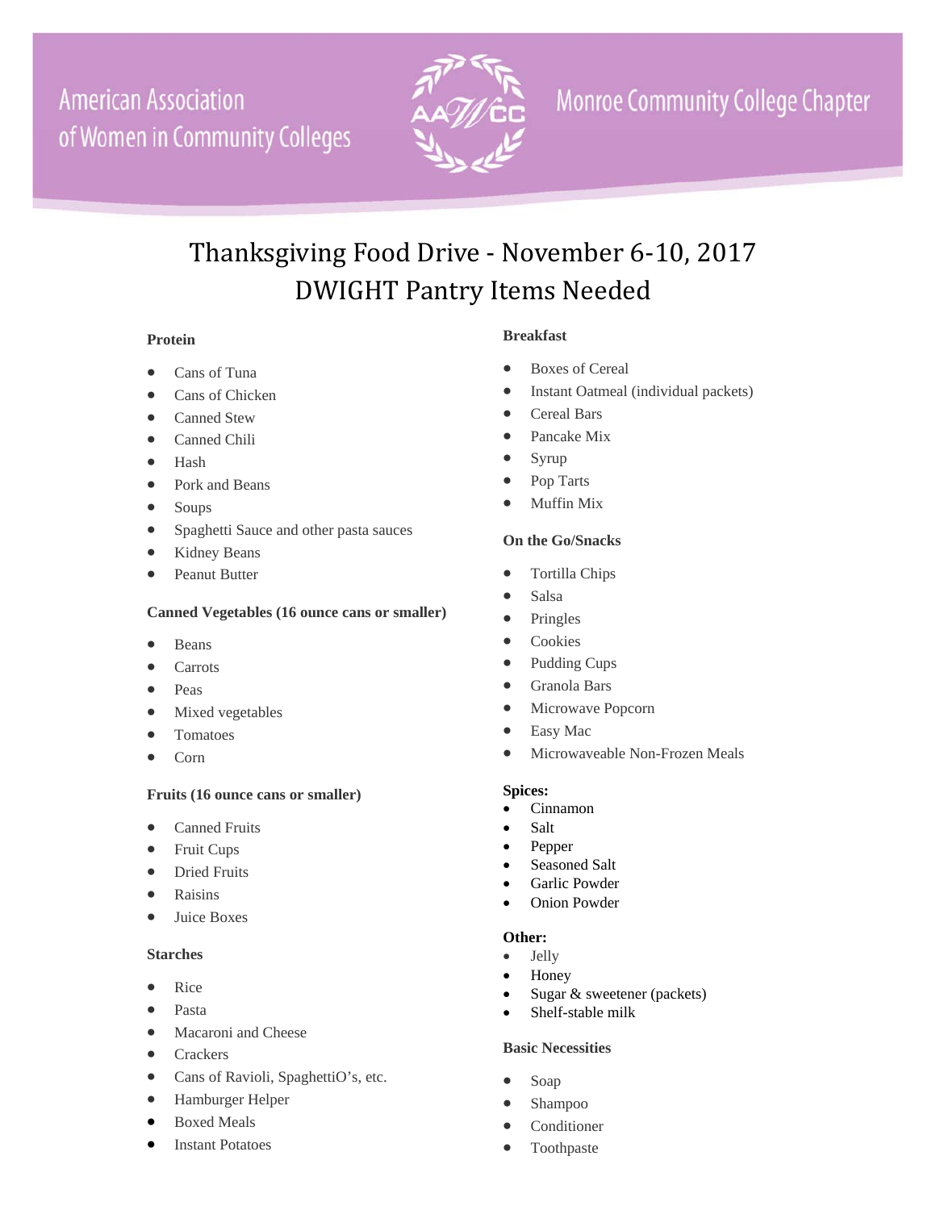American Association of Women in Community Colleges

Monroe Community College Chapter

# Thanksgiving Food Drive - November 6-10, 2017
# DWIGHT Pantry Items Needed

**Protein**

- Cans of Tuna
- Cans of Chicken
- Canned Stew
- Canned Chili
- Hash
- Pork and Beans
- Soups
- Spaghetti Sauce and other pasta sauces
- Kidney Beans
- Peanut Butter

**Canned Vegetables (16 ounce cans or smaller)**

- Beans
- Carrots
- Peas
- Mixed vegetables
- Tomatoes
- Corn

**Fruits (16 ounce cans or smaller)**

- Canned Fruits
- Fruit Cups
- Dried Fruits
- Raisins
- Juice Boxes

**Starches**

- Rice
- Pasta
- Macaroni and Cheese
- Crackers
- Cans of Ravioli, SpaghettiO's, etc.
- Hamburger Helper
- Boxed Meals
- Instant Potatoes

**Breakfast**

- Boxes of Cereal
- Instant Oatmeal (individual packets)
- Cereal Bars
- Pancake Mix
- Syrup
- Pop Tarts
- Muffin Mix

**On the Go/Snacks**

- Tortilla Chips
- Salsa
- Pringles
- Cookies
- Pudding Cups
- Granola Bars
- Microwave Popcorn
- Easy Mac
- Microwaveable Non-Frozen Meals

**Spices:**

- Cinnamon
- Salt
- Pepper
- Seasoned Salt
- Garlic Powder
- Onion Powder

**Other:**

- Jelly
- Honey
- Sugar & sweetener (packets)
- Shelf-stable milk

**Basic Necessities**

- Soap
- Shampoo
- Conditioner
- Toothpaste